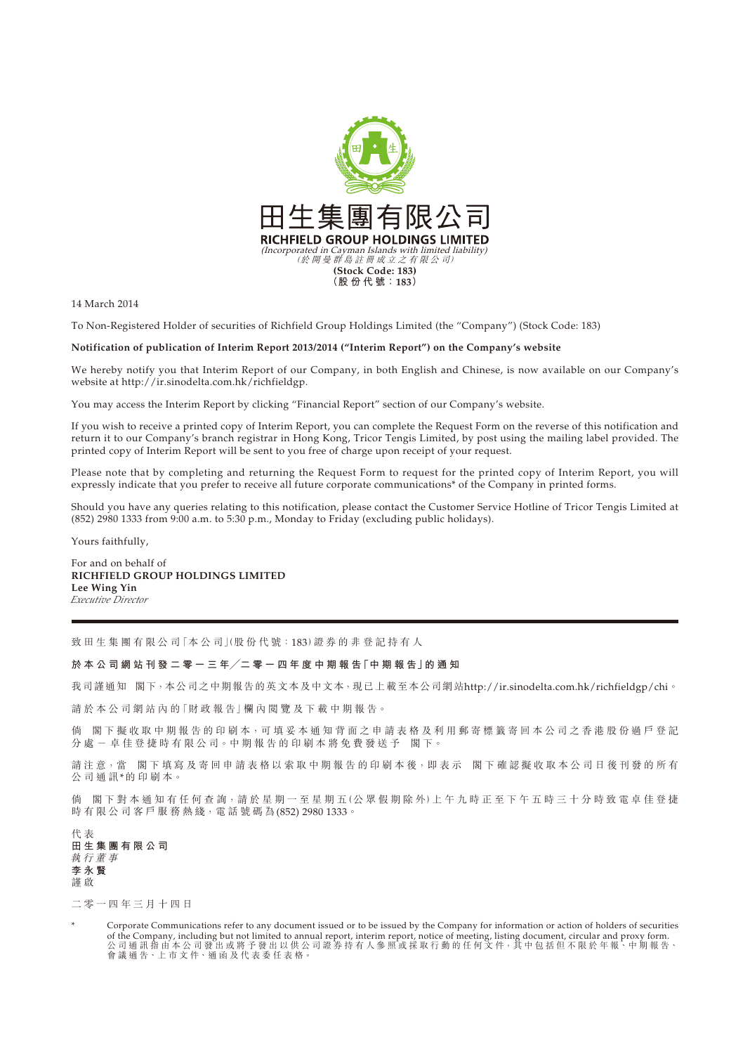田生集團有限公司

**RICHFIELD GROUP HOLDINGS LIMITED**

*(Incorporated in Cayman Islands with limited liability)*

*(於開曼群島註冊成立之有限公司)*

**(Stock Code: 183)**

**(股份代號：183)**

14 March 2014

To Non-Registered Holder of securities of Richfield Group Holdings Limited (the "Company") (Stock Code: 183)

**Notification of publication of Interim Report 2013/2014 ("Interim Report") on the Company's website**

We hereby notify you that Interim Report of our Company, in both English and Chinese, is now available on our Company's website at http://ir.sinodelta.com.hk/richfieldgp.

You may access the Interim Report by clicking "Financial Report" section of our Company's website.

If you wish to receive a printed copy of Interim Report, you can complete the Request Form on the reverse of this notification and return it to our Company's branch registrar in Hong Kong, Tricor Tengis Limited, by post using the mailing label provided. The printed copy of Interim Report will be sent to you free of charge upon receipt of your request.

Please note that by completing and returning the Request Form to request for the printed copy of Interim Report, you will expressly indicate that you prefer to receive all future corporate communications* of the Company in printed forms.

Should you have any queries relating to this notification, please contact the Customer Service Hotline of Tricor Tengis Limited at (852) 2980 1333 from 9:00 a.m. to 5:30 p.m., Monday to Friday (excluding public holidays).

Yours faithfully,

For and on behalf of
**RICHFIELD GROUP HOLDINGS LIMITED**
**Lee Wing Yin**
*Executive Director*

---

致田生集團有限公司「本公司」(股份代號：183)證券的非登記持有人

**於本公司網站刊發二零一三年／二零一四年度中期報告「中期報告」的通知**

我司謹通知　閣下，本公司之中期報告的英文本及中文本，現已上載至本公司網站http://ir.sinodelta.com.hk/richfieldgp/chi。

請於本公司網站內的「財政報告」欄內閱覽及下載中期報告。

倘　閣下擬收取中期報告的印刷本，可填妥本通知背面之申請表格及利用郵寄標籤寄回本公司之香港股份過戶登記分處－卓佳登捷時有限公司。中期報告的印刷本將免費發送予　閣下。

請注意，當　閣下填寫及寄回申請表格以索取中期報告的印刷本後，即表示　閣下確認擬收取本公司日後刊發的所有公司通訊*的印刷本。

倘　閣下對本通知有任何查詢，請於星期一至星期五(公眾假期除外)上午九時正至下午五時三十分時致電卓佳登捷時有限公司客戶服務熱綫，電話號碼為(852) 2980 1333。

代表
**田生集團有限公司**
*執行董事*
**李永賢**
謹啟

二零一四年三月十四日

\* Corporate Communications refer to any document issued or to be issued by the Company for information or action of holders of securities of the Company, including but not limited to annual report, interim report, notice of meeting, listing document, circular and proxy form.
公司通訊指由本公司發出或將予發出以供公司證券持有人參照或採取行動的任何文件，其中包括但不限於年報、中期報告、會議通告、上市文件、通函及代表委任表格。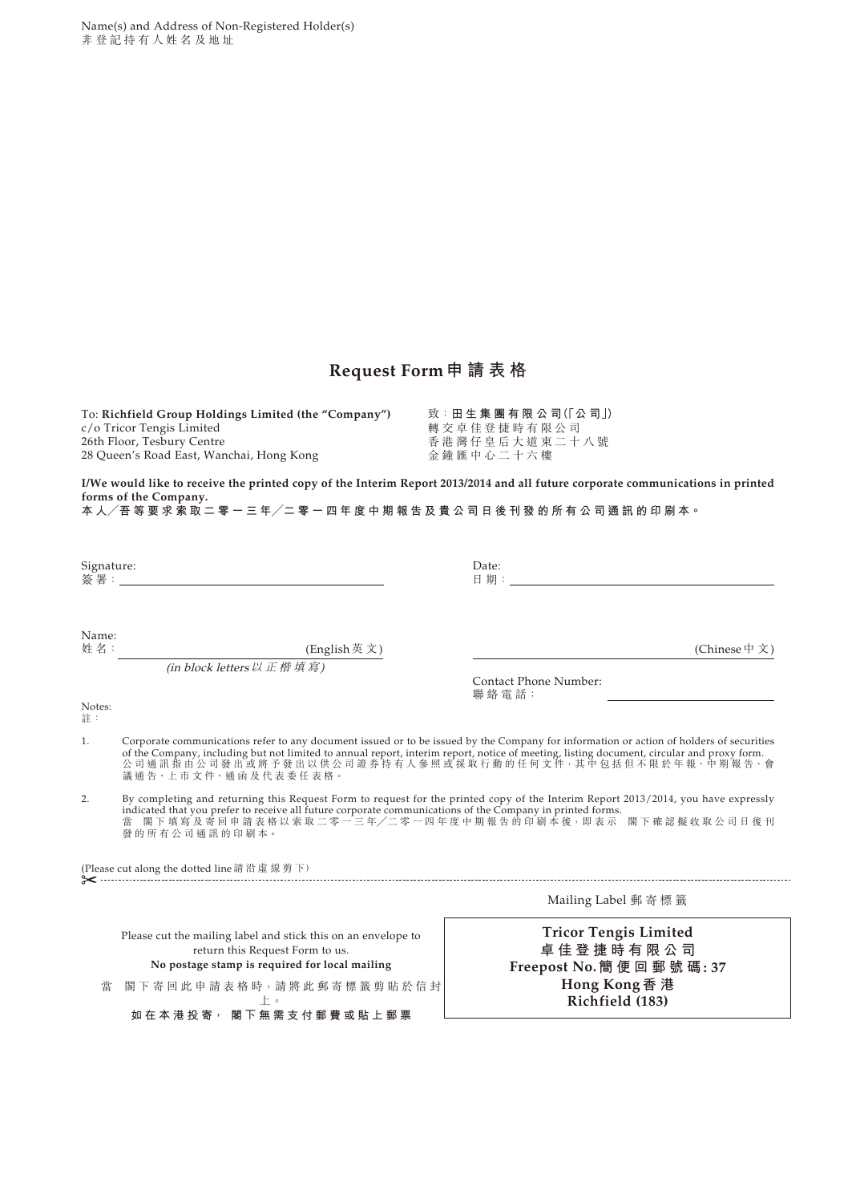Name(s) and Address of Non-Registered Holder(s)
非登記持有人姓名及地址

# Request Form 申請表格

To: **Richfield Group Holdings Limited (the "Company")**
c/o Tricor Tengis Limited
26th Floor, Tesbury Centre
28 Queen's Road East, Wanchai, Hong Kong

致：**田生集團有限公司(「公司」)**
轉交卓佳登捷時有限公司
香港灣仔皇后大道東二十八號
金鐘匯中心二十六樓

**I/We would like to receive the printed copy of the Interim Report 2013/2014 and all future corporate communications in printed forms of the Company.**
**本人╱吾等要求索取二零一三年╱二零一四年度中期報告及貴公司日後刊發的所有公司通訊的印刷本。**

Signature:
簽署：

Date:
日期：

Name:
姓名： (English英文) (Chinese中文)

*(in block letters以正楷填寫)*

Contact Phone Number:
聯絡電話：

Notes:
註：

1. Corporate communications refer to any document issued or to be issued by the Company for information or action of holders of securities of the Company, including but not limited to annual report, interim report, notice of meeting, listing document, circular and proxy form.
公司通訊指由公司發出或將予發出以供公司證券持有人參照或採取行動的任何文件，其中包括但不限於年報、中期報告、會議通告、上市文件、通函及代表委任表格。

2. By completing and returning this Request Form to request for the printed copy of the Interim Report 2013/2014, you have expressly indicated that you prefer to receive all future corporate communications of the Company in printed forms.
當 閣下填寫及寄回申請表格以索取二零一三年╱二零一四年度中期報告的印刷本後，即表示 閣下確認擬收取公司日後刊發的所有公司通訊的印刷本。

(Please cut along the dotted line請沿虛線剪下)

Mailing Label 郵寄標籤

Please cut the mailing label and stick this on an envelope to return this Request Form to us.
**No postage stamp is required for local mailing**

當 閣下寄回此申請表格時，請將此郵寄標籤剪貼於信封上。
**如在本港投寄， 閣下無需支付郵費或貼上郵票**

**Tricor Tengis Limited**
**卓佳登捷時有限公司**
**Freepost No.簡便回郵號碼: 37**
**Hong Kong香港**
**Richfield (183)**